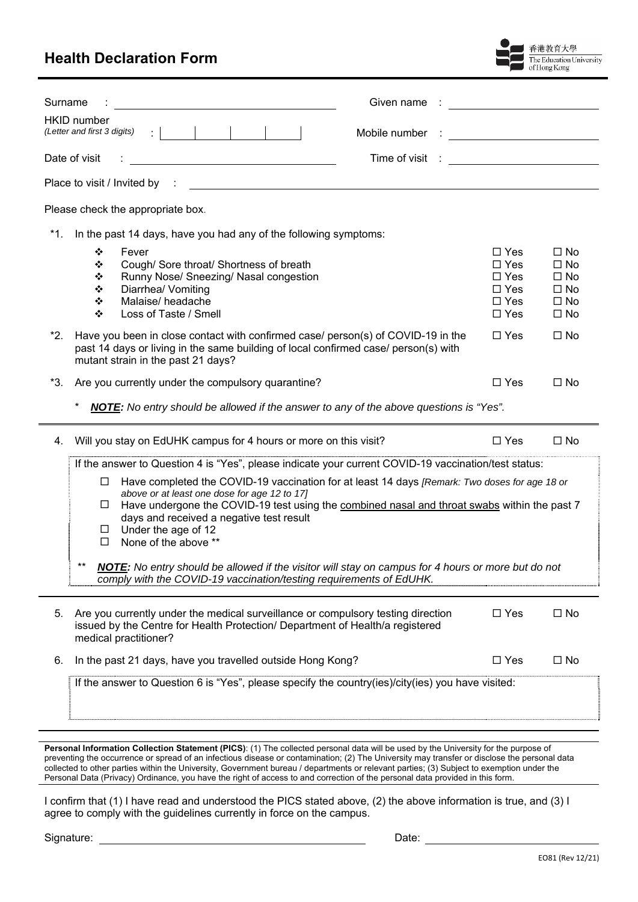# Health Declaration Form

香港教育大學
The Education University of Hong Kong

Surname : ______________________ Given name : ______________________

HKID number
*(Letter and first 3 digits)* : [ ] [ ] [ ] [ ] Mobile number : ______________________

Date of visit : ______________________ Time of visit : ______________________

Place to visit / Invited by : ______________________________________________

Please check the appropriate box.

*1. In the past 14 days, have you had any of the following symptoms:

| Symptom | | |
|---|---|---|
| ❖ Fever | ☐ Yes | ☐ No |
| ❖ Cough/ Sore throat/ Shortness of breath | ☐ Yes | ☐ No |
| ❖ Runny Nose/ Sneezing/ Nasal congestion | ☐ Yes | ☐ No |
| ❖ Diarrhea/ Vomiting | ☐ Yes | ☐ No |
| ❖ Malaise/ headache | ☐ Yes | ☐ No |
| ❖ Loss of Taste / Smell | ☐ Yes | ☐ No |

*2. Have you been in close contact with confirmed case/ person(s) of COVID-19 in the past 14 days or living in the same building of local confirmed case/ person(s) with mutant strain in the past 21 days? ☐ Yes ☐ No

*3. Are you currently under the compulsory quarantine? ☐ Yes ☐ No

\* ***NOTE:*** *No entry should be allowed if the answer to any of the above questions is "Yes".*

---

4. Will you stay on EdUHK campus for 4 hours or more on this visit? ☐ Yes ☐ No

If the answer to Question 4 is "Yes", please indicate your current COVID-19 vaccination/test status:

- ☐ Have completed the COVID-19 vaccination for at least 14 days *[Remark: Two doses for age 18 or above or at least one dose for age 12 to 17]*
- ☐ Have undergone the COVID-19 test using the combined nasal and throat swabs within the past 7 days and received a negative test result
- ☐ Under the age of 12
- ☐ None of the above **

\*\* ***NOTE:*** *No entry should be allowed if the visitor will stay on campus for 4 hours or more but do not comply with the COVID-19 vaccination/testing requirements of EdUHK.*

---

5. Are you currently under the medical surveillance or compulsory testing direction issued by the Centre for Health Protection/ Department of Health/a registered medical practitioner? ☐ Yes ☐ No

6. In the past 21 days, have you travelled outside Hong Kong? ☐ Yes ☐ No

If the answer to Question 6 is "Yes", please specify the country(ies)/city(ies) you have visited:

---

**Personal Information Collection Statement (PICS)**: (1) The collected personal data will be used by the University for the purpose of preventing the occurrence or spread of an infectious disease or contamination; (2) The University may transfer or disclose the personal data collected to other parties within the University, Government bureau / departments or relevant parties; (3) Subject to exemption under the Personal Data (Privacy) Ordinance, you have the right of access to and correction of the personal data provided in this form.

I confirm that (1) I have read and understood the PICS stated above, (2) the above information is true, and (3) I agree to comply with the guidelines currently in force on the campus.

Signature: ______________________ Date: ______________________

EO81 (Rev 12/21)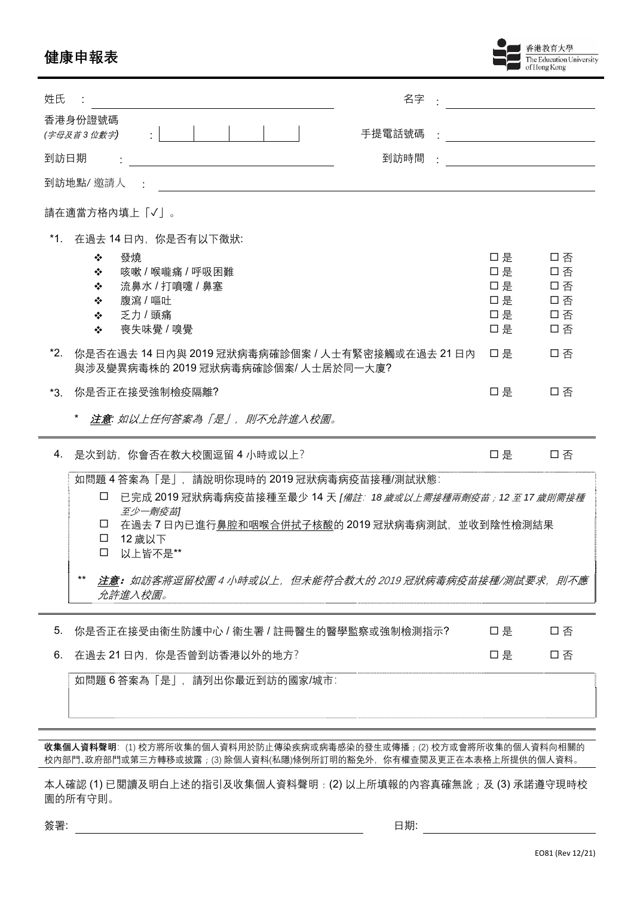# 健康申報表

香港教育大學 The Education University of Hong Kong

姓氏 : ____________________ 名字 : ____________________

香港身份證號碼 *(字母及首 3 位數字)* : | | | | | 手提電話號碼 : ____________________

到訪日期 : ____________________ 到訪時間 : ____________________

到訪地點/ 邀請人 : ____________________

請在適當方格內填上「✓」。

*1. 在過去 14 日內，你是否有以下徵狀:

| | | |
|---|---|---|
| ❖ 發燒 | ☐ 是 | ☐ 否 |
| ❖ 咳嗽 / 喉嚨痛 / 呼吸困難 | ☐ 是 | ☐ 否 |
| ❖ 流鼻水 / 打噴嚏 / 鼻塞 | ☐ 是 | ☐ 否 |
| ❖ 腹瀉 / 嘔吐 | ☐ 是 | ☐ 否 |
| ❖ 乏力 / 頭痛 | ☐ 是 | ☐ 否 |
| ❖ 喪失味覺 / 嗅覺 | ☐ 是 | ☐ 否 |

*2. 你是否在過去 14 日內與 2019 冠狀病毒病確診個案 / 人士有緊密接觸或在過去 21 日內與涉及變異病毒株的 2019 冠狀病毒病確診個案/ 人士居於同一大廈? ☐ 是 ☐ 否

*3. 你是否正在接受強制檢疫隔離? ☐ 是 ☐ 否

\* ***注意**: 如以上任何答案為「是」，則不允許進入校園。*

4. 是次到訪，你會否在教大校園逗留 4 小時或以上? ☐ 是 ☐ 否

如問題 4 答案為「是」，請說明你現時的 2019 冠狀病毒病疫苗接種/測試狀態:

- ☐ 已完成 2019 冠狀病毒病疫苗接種至最少 14 天 *[備註: 18 歲或以上需接種兩劑疫苗；12 至 17 歲則需接種至少一劑疫苗]*
- ☐ 在過去 7 日內已進行鼻腔和咽喉合併拭子核酸的 2019 冠狀病毒病測試，並收到陰性檢測結果
- ☐ 12 歲以下
- ☐ 以上皆不是**

\*\* ***注意**: 如訪客將逗留校園 4 小時或以上，但未能符合教大的 2019 冠狀病毒病疫苗接種/測試要求，則不應允許進入校園。*

5. 你是否正在接受由衞生防護中心 / 衞生署 / 註冊醫生的醫學監察或強制檢測指示? ☐ 是 ☐ 否

6. 在過去 21 日內，你是否曾到訪香港以外的地方? ☐ 是 ☐ 否

如問題 6 答案為「是」，請列出你最近到訪的國家/城市:

**收集個人資料聲明**: (1) 校方將所收集的個人資料用於防止傳染疾病或病毒感染的發生或傳播；(2) 校方或會將所收集的個人資料向相關的校內部門、政府部門或第三方轉移或披露；(3) 除個人資料(私隱)條例所訂明的豁免外，你有權查閱及更正在本表格上所提供的個人資料。

本人確認 (1) 已閱讀及明白上述的指引及收集個人資料聲明；(2) 以上所填報的內容真確無訛；及 (3) 承諾遵守現時校園的所有守則。

簽署: ____________________ 日期: ____________________

EO81 (Rev 12/21)